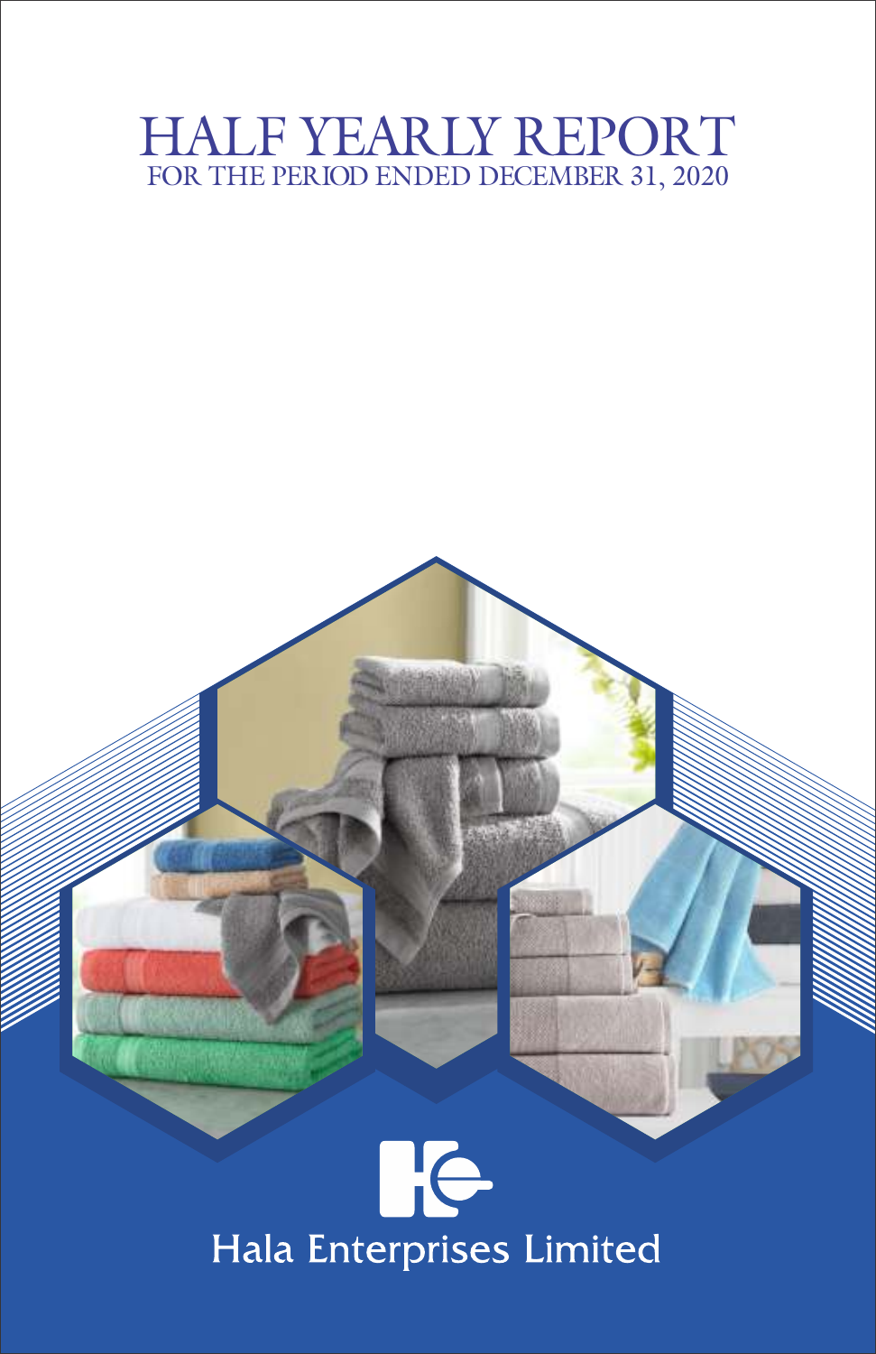# HALF YEARLY REPORT

## FOR THE PERIOD ENDED DECEMBER 31, 2020

Hala Enterprises Limited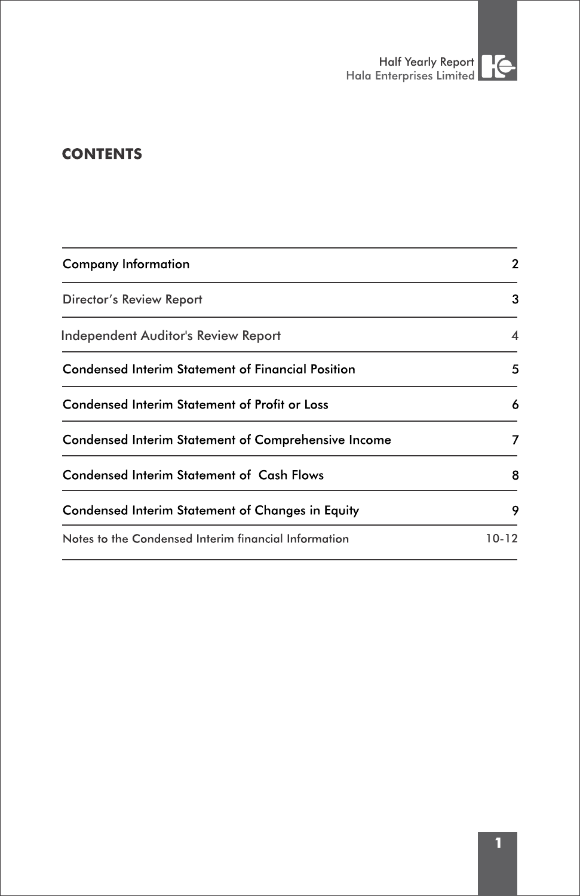# CONTENTS

| | |
|---|---|
| Company Information | 2 |
| Director's Review Report | 3 |
| Independent Auditor's Review Report | 4 |
| Condensed Interim Statement of Financial Position | 5 |
| Condensed Interim Statement of Profit or Loss | 6 |
| Condensed Interim Statement of Comprehensive Income | 7 |
| Condensed Interim Statement of Cash Flows | 8 |
| Condensed Interim Statement of Changes in Equity | 9 |
| Notes to the Condensed Interim financial Information | 10-12 |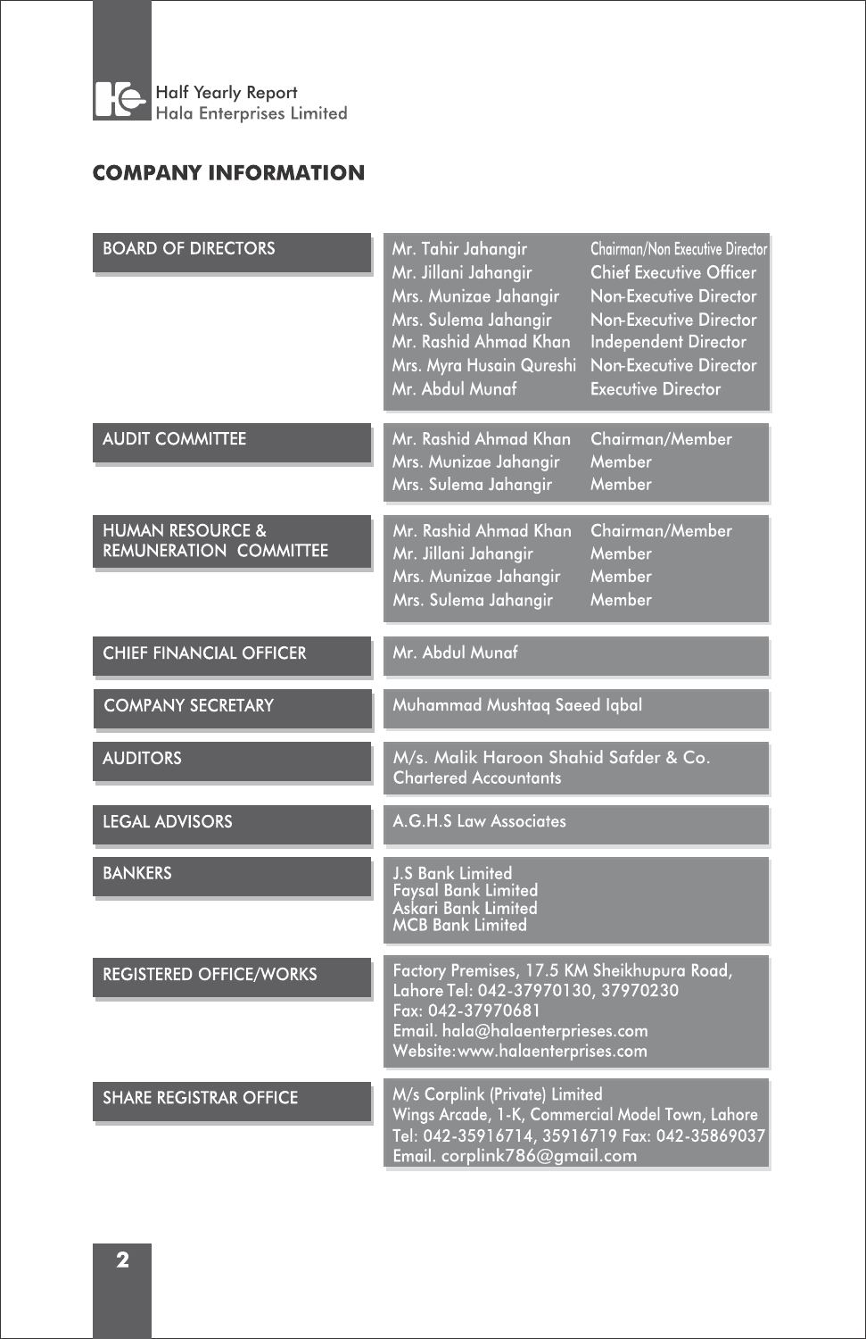## COMPANY INFORMATION

**BOARD OF DIRECTORS**

| Name | Designation |
|---|---|
| Mr. Tahir Jahangir | Chairman/Non Executive Director |
| Mr. Jillani Jahangir | Chief Executive Officer |
| Mrs. Munizae Jahangir | Non-Executive Director |
| Mrs. Sulema Jahangir | Non-Executive Director |
| Mr. Rashid Ahmad Khan | Independent Director |
| Mrs. Myra Husain Qureshi | Non-Executive Director |
| Mr. Abdul Munaf | Executive Director |

**AUDIT COMMITTEE**

| Name | Designation |
|---|---|
| Mr. Rashid Ahmad Khan | Chairman/Member |
| Mrs. Munizae Jahangir | Member |
| Mrs. Sulema Jahangir | Member |

**HUMAN RESOURCE & REMUNERATION COMMITTEE**

| Name | Designation |
|---|---|
| Mr. Rashid Ahmad Khan | Chairman/Member |
| Mr. Jillani Jahangir | Member |
| Mrs. Munizae Jahangir | Member |
| Mrs. Sulema Jahangir | Member |

**CHIEF FINANCIAL OFFICER**

Mr. Abdul Munaf

**COMPANY SECRETARY**

Muhammad Mushtaq Saeed Iqbal

**AUDITORS**

M/s. Malik Haroon Shahid Safder & Co.
Chartered Accountants

**LEGAL ADVISORS**

A.G.H.S Law Associates

**BANKERS**

J.S Bank Limited
Faysal Bank Limited
Askari Bank Limited
MCB Bank Limited

**REGISTERED OFFICE/WORKS**

Factory Premises, 17.5 KM Sheikhupura Road,
Lahore Tel: 042-37970130, 37970230
Fax: 042-37970681
Email. hala@halaenterprieses.com
Website: www.halaenterprises.com

**SHARE REGISTRAR OFFICE**

M/s Corplink (Private) Limited
Wings Arcade, 1-K, Commercial Model Town, Lahore
Tel: 042-35916714, 35916719 Fax: 042-35869037
Email. corplink786@gmail.com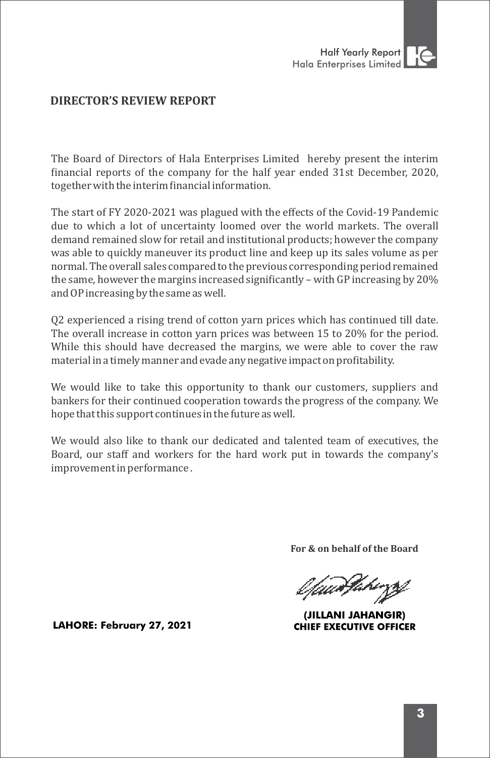## DIRECTOR'S REVIEW REPORT

The Board of Directors of Hala Enterprises Limited hereby present the interim financial reports of the company for the half year ended 31st December, 2020, together with the interim financial information.

The start of FY 2020-2021 was plagued with the effects of the Covid-19 Pandemic due to which a lot of uncertainty loomed over the world markets. The overall demand remained slow for retail and institutional products; however the company was able to quickly maneuver its product line and keep up its sales volume as per normal. The overall sales compared to the previous corresponding period remained the same, however the margins increased significantly – with GP increasing by 20% and OP increasing by the same as well.

Q2 experienced a rising trend of cotton yarn prices which has continued till date. The overall increase in cotton yarn prices was between 15 to 20% for the period. While this should have decreased the margins, we were able to cover the raw material in a timely manner and evade any negative impact on profitability.

We would like to take this opportunity to thank our customers, suppliers and bankers for their continued cooperation towards the progress of the company. We hope that this support continues in the future as well.

We would also like to thank our dedicated and talented team of executives, the Board, our staff and workers for the hard work put in towards the company's improvement in performance.

**For & on behalf of the Board**

**(JILLANI JAHANGIR)**
**CHIEF EXECUTIVE OFFICER**

**LAHORE: February 27, 2021**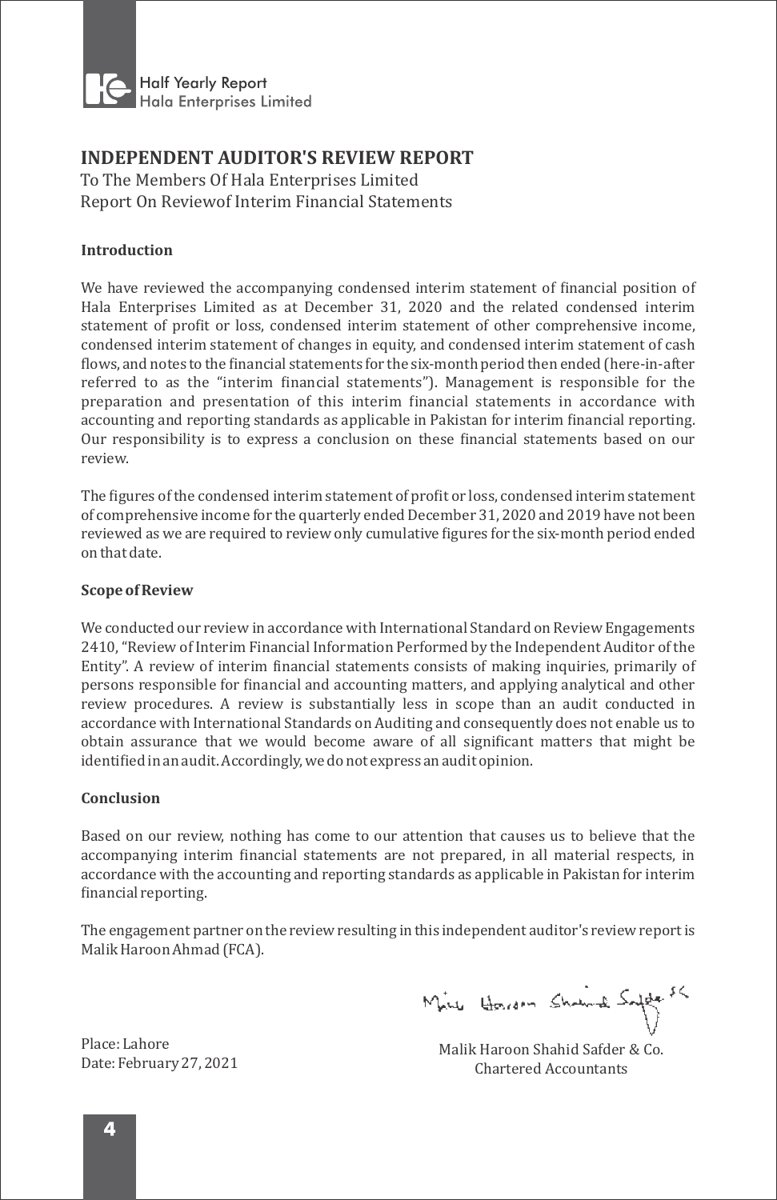# INDEPENDENT AUDITOR'S REVIEW REPORT

To The Members Of Hala Enterprises Limited
Report On Reviewof Interim Financial Statements

**Introduction**

We have reviewed the accompanying condensed interim statement of financial position of Hala Enterprises Limited as at December 31, 2020 and the related condensed interim statement of profit or loss, condensed interim statement of other comprehensive income, condensed interim statement of changes in equity, and condensed interim statement of cash flows, and notes to the financial statements for the six-month period then ended (here-in-after referred to as the "interim financial statements"). Management is responsible for the preparation and presentation of this interim financial statements in accordance with accounting and reporting standards as applicable in Pakistan for interim financial reporting. Our responsibility is to express a conclusion on these financial statements based on our review.

The figures of the condensed interim statement of profit or loss, condensed interim statement of comprehensive income for the quarterly ended December 31, 2020 and 2019 have not been reviewed as we are required to review only cumulative figures for the six-month period ended on that date.

**Scope of Review**

We conducted our review in accordance with International Standard on Review Engagements 2410, "Review of Interim Financial Information Performed by the Independent Auditor of the Entity". A review of interim financial statements consists of making inquiries, primarily of persons responsible for financial and accounting matters, and applying analytical and other review procedures. A review is substantially less in scope than an audit conducted in accordance with International Standards on Auditing and consequently does not enable us to obtain assurance that we would become aware of all significant matters that might be identified in an audit. Accordingly, we do not express an audit opinion.

**Conclusion**

Based on our review, nothing has come to our attention that causes us to believe that the accompanying interim financial statements are not prepared, in all material respects, in accordance with the accounting and reporting standards as applicable in Pakistan for interim financial reporting.

The engagement partner on the review resulting in this independent auditor's review report is Malik Haroon Ahmad (FCA).

Place: Lahore
Date: February 27, 2021

Malik Haroon Shahid Safder & Co.
Chartered Accountants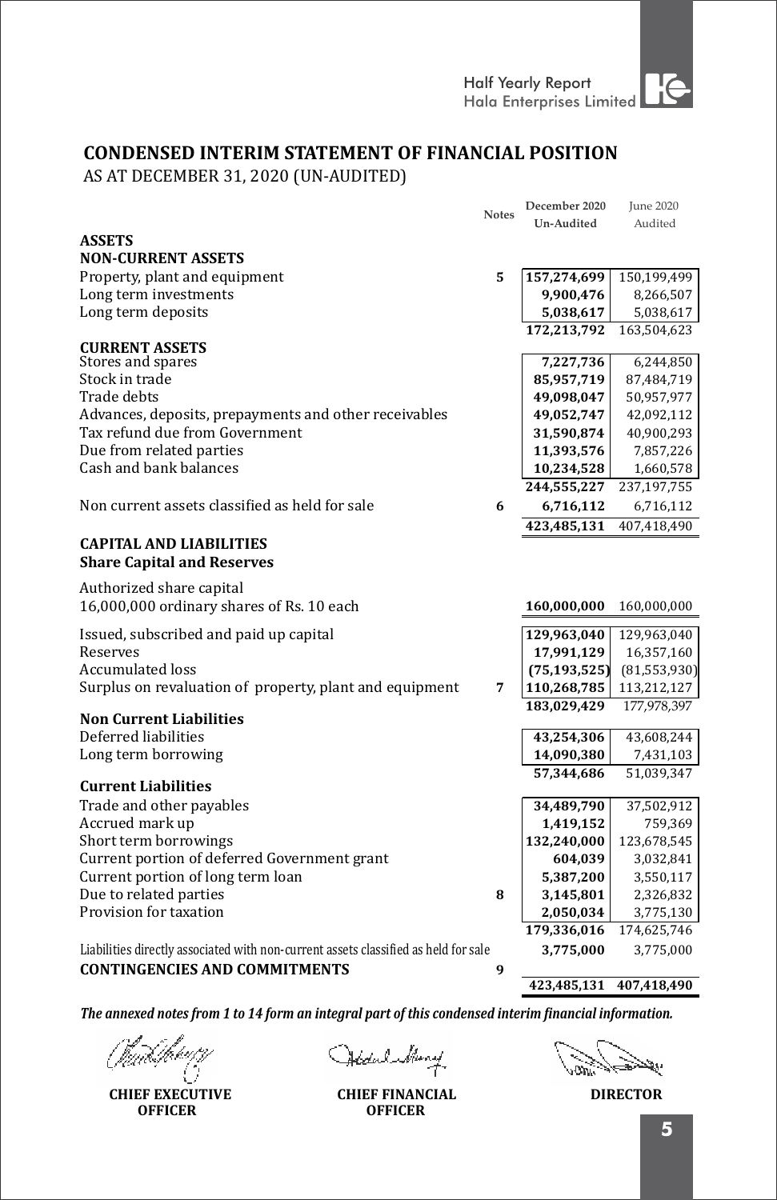## CONDENSED INTERIM STATEMENT OF FINANCIAL POSITION

AS AT DECEMBER 31, 2020 (UN-AUDITED)

| | Notes | December 2020 Un-Audited | June 2020 Audited |
|---|---|---|---|
| **ASSETS** | | | |
| **NON-CURRENT ASSETS** | | | |
| Property, plant and equipment | 5 | **157,274,699** | 150,199,499 |
| Long term investments | | **9,900,476** | 8,266,507 |
| Long term deposits | | **5,038,617** | 5,038,617 |
| | | **172,213,792** | 163,504,623 |
| **CURRENT ASSETS** | | | |
| Stores and spares | | **7,227,736** | 6,244,850 |
| Stock in trade | | **85,957,719** | 87,484,719 |
| Trade debts | | **49,098,047** | 50,957,977 |
| Advances, deposits, prepayments and other receivables | | **49,052,747** | 42,092,112 |
| Tax refund due from Government | | **31,590,874** | 40,900,293 |
| Due from related parties | | **11,393,576** | 7,857,226 |
| Cash and bank balances | | **10,234,528** | 1,660,578 |
| | | **244,555,227** | 237,197,755 |
| Non current assets classified as held for sale | 6 | **6,716,112** | 6,716,112 |
| | | **423,485,131** | 407,418,490 |
| **CAPITAL AND LIABILITIES** | | | |
| **Share Capital and Reserves** | | | |
| Authorized share capital | | | |
| 16,000,000 ordinary shares of Rs. 10 each | | **160,000,000** | 160,000,000 |
| Issued, subscribed and paid up capital | | **129,963,040** | 129,963,040 |
| Reserves | | **17,991,129** | 16,357,160 |
| Accumulated loss | | **(75,193,525)** | (81,553,930) |
| Surplus on revaluation of property, plant and equipment | 7 | **110,268,785** | 113,212,127 |
| | | **183,029,429** | 177,978,397 |
| **Non Current Liabilities** | | | |
| Deferred liabilities | | **43,254,306** | 43,608,244 |
| Long term borrowing | | **14,090,380** | 7,431,103 |
| | | **57,344,686** | 51,039,347 |
| **Current Liabilities** | | | |
| Trade and other payables | | **34,489,790** | 37,502,912 |
| Accrued mark up | | **1,419,152** | 759,369 |
| Short term borrowings | | **132,240,000** | 123,678,545 |
| Current portion of deferred Government grant | | **604,039** | 3,032,841 |
| Current portion of long term loan | | **5,387,200** | 3,550,117 |
| Due to related parties | 8 | **3,145,801** | 2,326,832 |
| Provision for taxation | | **2,050,034** | 3,775,130 |
| | | **179,336,016** | 174,625,746 |
| Liabilities directly associated with non-current assets classified as held for sale | | **3,775,000** | 3,775,000 |
| **CONTINGENCIES AND COMMITMENTS** | 9 | | |
| | | **423,485,131** | **407,418,490** |

***The annexed notes from 1 to 14 form an integral part of this condensed interim financial information.***

| **CHIEF EXECUTIVE OFFICER** | **CHIEF FINANCIAL OFFICER** | **DIRECTOR** |
|---|---|---|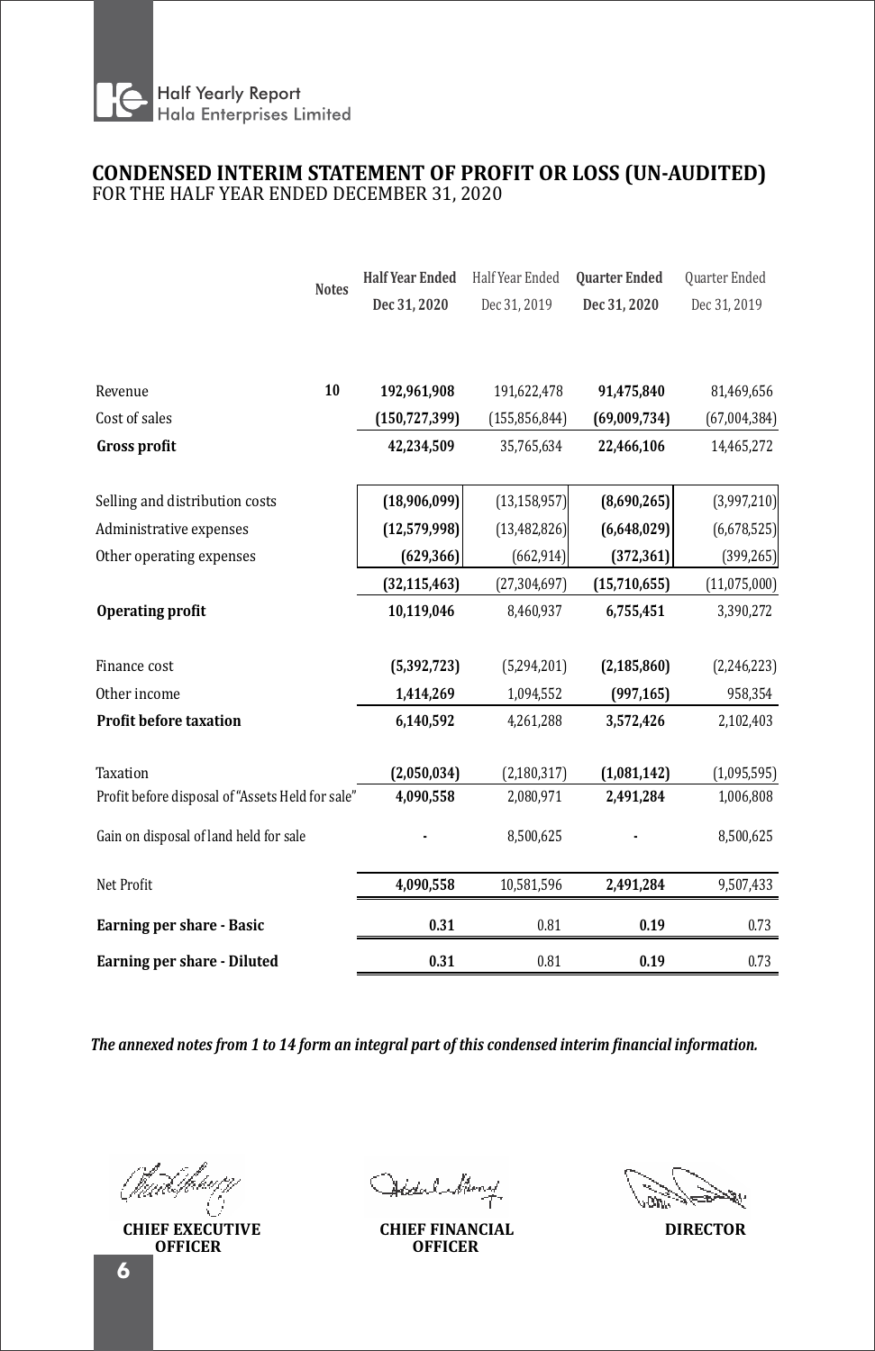# CONDENSED INTERIM STATEMENT OF PROFIT OR LOSS (UN-AUDITED)

FOR THE HALF YEAR ENDED DECEMBER 31, 2020

| | Notes | **Half Year Ended Dec 31, 2020** | Half Year Ended Dec 31, 2019 | **Quarter Ended Dec 31, 2020** | Quarter Ended Dec 31, 2019 |
|---|---|---|---|---|---|
| Revenue | 10 | **192,961,908** | 191,622,478 | **91,475,840** | 81,469,656 |
| Cost of sales | | **(150,727,399)** | (155,856,844) | **(69,009,734)** | (67,004,384) |
| **Gross profit** | | **42,234,509** | 35,765,634 | **22,466,106** | 14,465,272 |
| Selling and distribution costs | | **(18,906,099)** | (13,158,957) | **(8,690,265)** | (3,997,210) |
| Administrative expenses | | **(12,579,998)** | (13,482,826) | **(6,648,029)** | (6,678,525) |
| Other operating expenses | | **(629,366)** | (662,914) | **(372,361)** | (399,265) |
| | | **(32,115,463)** | (27,304,697) | **(15,710,655)** | (11,075,000) |
| **Operating profit** | | **10,119,046** | 8,460,937 | **6,755,451** | 3,390,272 |
| Finance cost | | **(5,392,723)** | (5,294,201) | **(2,185,860)** | (2,246,223) |
| Other income | | **1,414,269** | 1,094,552 | **(997,165)** | 958,354 |
| **Profit before taxation** | | **6,140,592** | 4,261,288 | **3,572,426** | 2,102,403 |
| Taxation | | **(2,050,034)** | (2,180,317) | **(1,081,142)** | (1,095,595) |
| Profit before disposal of "Assets Held for sale" | | **4,090,558** | 2,080,971 | **2,491,284** | 1,006,808 |
| Gain on disposal of land held for sale | | **-** | 8,500,625 | **-** | 8,500,625 |
| Net Profit | | **4,090,558** | 10,581,596 | **2,491,284** | 9,507,433 |
| **Earning per share - Basic** | | **0.31** | 0.81 | **0.19** | 0.73 |
| **Earning per share - Diluted** | | **0.31** | 0.81 | **0.19** | 0.73 |

***The annexed notes from 1 to 14 form an integral part of this condensed interim financial information.***

| **CHIEF EXECUTIVE OFFICER** | **CHIEF FINANCIAL OFFICER** | **DIRECTOR** |
|---|---|---|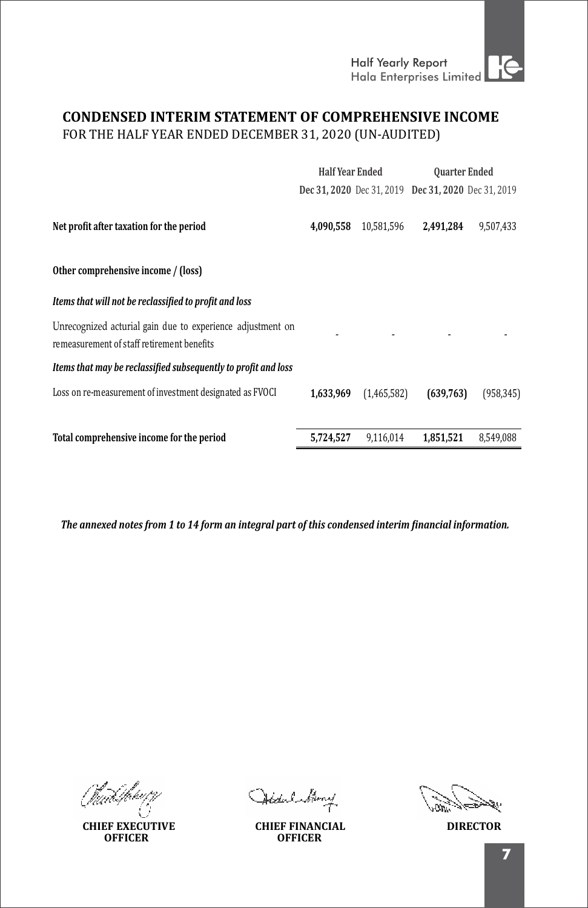## CONDENSED INTERIM STATEMENT OF COMPREHENSIVE INCOME

FOR THE HALF YEAR ENDED DECEMBER 31, 2020 (UN-AUDITED)

| | Half Year Ended | | Quarter Ended | |
|---|---|---|---|---|
| | **Dec 31, 2020** | Dec 31, 2019 | **Dec 31, 2020** | Dec 31, 2019 |
| **Net profit after taxation for the period** | **4,090,558** | 10,581,596 | **2,491,284** | 9,507,433 |
| **Other comprehensive income / (loss)** | | | | |
| ***Items that will not be reclassified to profit and loss*** | | | | |
| Unrecognized acturial gain due to experience adjustment on remeasurement of staff retirement benefits | - | - | - | - |
| ***Items that may be reclassified subsequently to profit and loss*** | | | | |
| Loss on re-measurement of investment designated as FVOCI | **1,633,969** | (1,465,582) | **(639,763)** | (958,345) |
| **Total comprehensive income for the period** | **5,724,527** | 9,116,014 | **1,851,521** | 8,549,088 |

***The annexed notes from 1 to 14 form an integral part of this condensed interim financial information.***

**CHIEF EXECUTIVE OFFICER** | **CHIEF FINANCIAL OFFICER** | **DIRECTOR**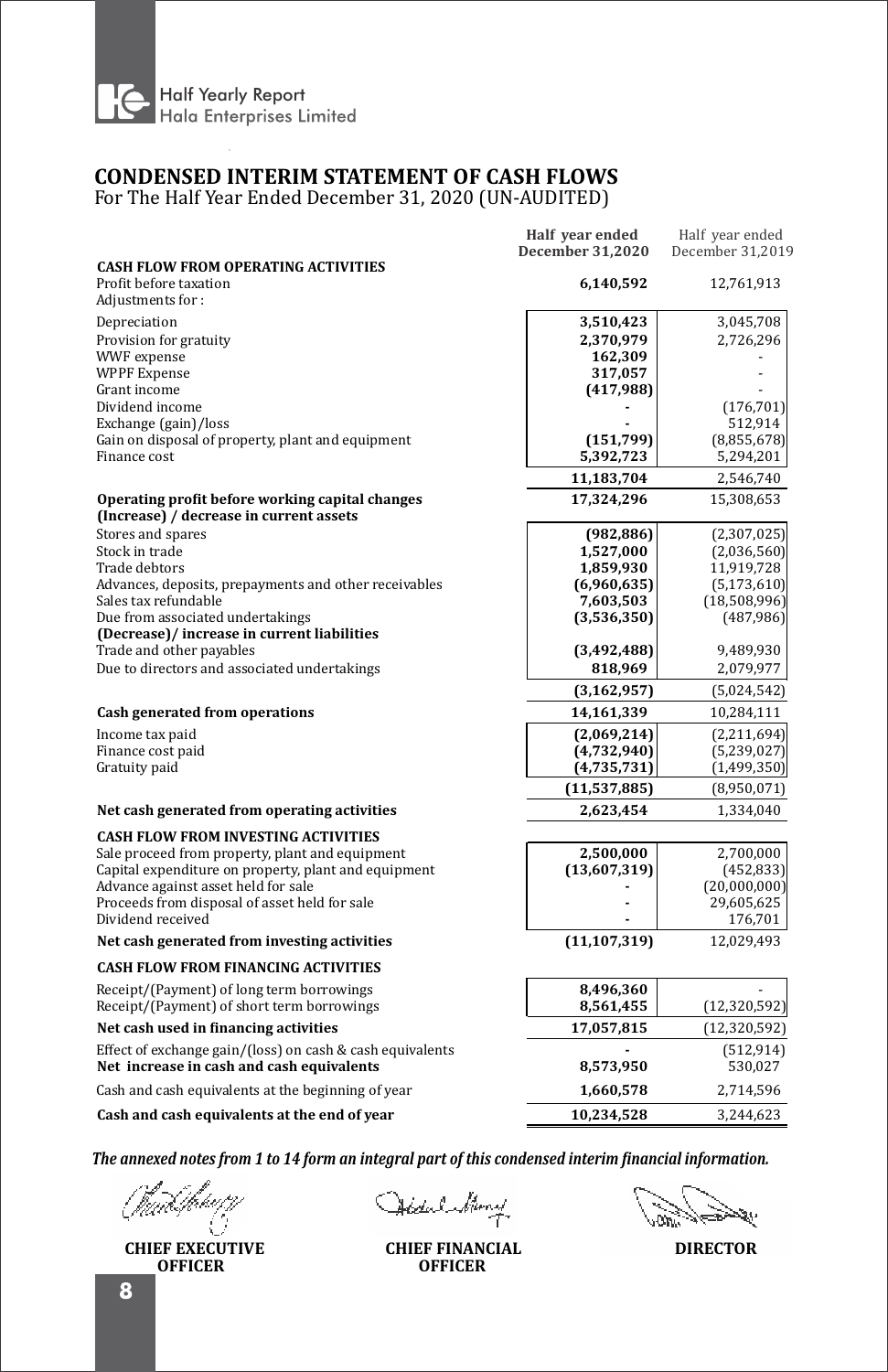# CONDENSED INTERIM STATEMENT OF CASH FLOWS

For The Half Year Ended December 31, 2020 (UN-AUDITED)

| | Half year ended December 31,2020 | Half year ended December 31,2019 |
|---|---|---|
| **CASH FLOW FROM OPERATING ACTIVITIES** | | |
| Profit before taxation | **6,140,592** | 12,761,913 |
| Adjustments for : | | |
| Depreciation | **3,510,423** | 3,045,708 |
| Provision for gratuity | **2,370,979** | 2,726,296 |
| WWF expense | **162,309** | - |
| WPPF Expense | **317,057** | - |
| Grant income | **(417,988)** | - |
| Dividend income | **-** | (176,701) |
| Exchange (gain)/loss | **-** | 512,914 |
| Gain on disposal of property, plant and equipment | **(151,799)** | (8,855,678) |
| Finance cost | **5,392,723** | 5,294,201 |
| | **11,183,704** | 2,546,740 |
| **Operating profit before working capital changes** | **17,324,296** | 15,308,653 |
| **(Increase) / decrease in current assets** | | |
| Stores and spares | **(982,886)** | (2,307,025) |
| Stock in trade | **1,527,000** | (2,036,560) |
| Trade debtors | **1,859,930** | 11,919,728 |
| Advances, deposits, prepayments and other receivables | **(6,960,635)** | (5,173,610) |
| Sales tax refundable | **7,603,503** | (18,508,996) |
| Due from associated undertakings | **(3,536,350)** | (487,986) |
| **(Decrease)/ increase in current liabilities** | | |
| Trade and other payables | **(3,492,488)** | 9,489,930 |
| Due to directors and associated undertakings | **818,969** | 2,079,977 |
| | **(3,162,957)** | (5,024,542) |
| **Cash generated from operations** | **14,161,339** | 10,284,111 |
| Income tax paid | **(2,069,214)** | (2,211,694) |
| Finance cost paid | **(4,732,940)** | (5,239,027) |
| Gratuity paid | **(4,735,731)** | (1,499,350) |
| | **(11,537,885)** | (8,950,071) |
| **Net cash generated from operating activities** | **2,623,454** | 1,334,040 |
| **CASH FLOW FROM INVESTING ACTIVITIES** | | |
| Sale proceed from property, plant and equipment | **2,500,000** | 2,700,000 |
| Capital expenditure on property, plant and equipment | **(13,607,319)** | (452,833) |
| Advance against asset held for sale | **-** | (20,000,000) |
| Proceeds from disposal of asset held for sale | **-** | 29,605,625 |
| Dividend received | **-** | 176,701 |
| **Net cash generated from investing activities** | **(11,107,319)** | 12,029,493 |
| **CASH FLOW FROM FINANCING ACTIVITIES** | | |
| Receipt/(Payment) of long term borrowings | **8,496,360** | - |
| Receipt/(Payment) of short term borrowings | **8,561,455** | (12,320,592) |
| **Net cash used in financing activities** | **17,057,815** | (12,320,592) |
| Effect of exchange gain/(loss) on cash & cash equivalents | **-** | (512,914) |
| **Net increase in cash and cash equivalents** | **8,573,950** | 530,027 |
| Cash and cash equivalents at the beginning of year | **1,660,578** | 2,714,596 |
| **Cash and cash equivalents at the end of year** | **10,234,528** | 3,244,623 |

***The annexed notes from 1 to 14 form an integral part of this condensed interim financial information.***

**CHIEF EXECUTIVE OFFICER** | **CHIEF FINANCIAL OFFICER** | **DIRECTOR**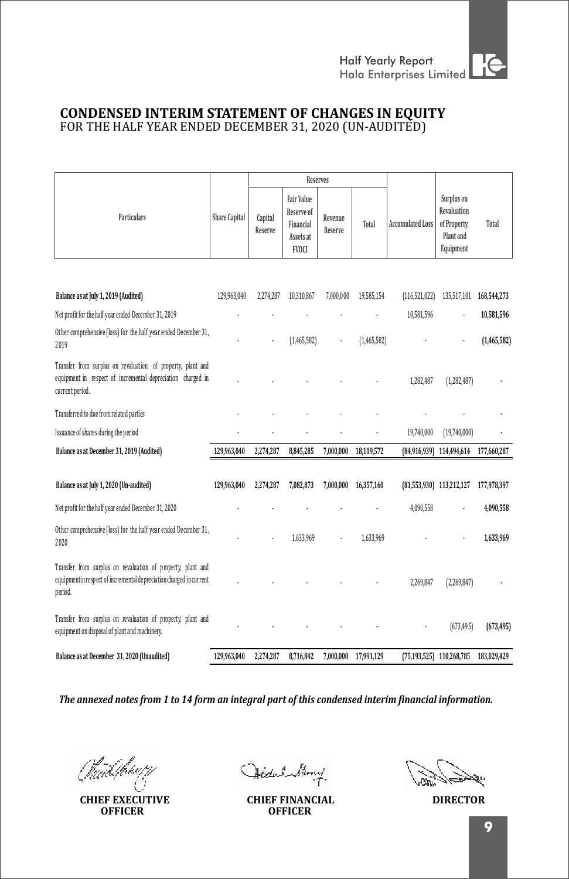# CONDENSED INTERIM STATEMENT OF CHANGES IN EQUITY
FOR THE HALF YEAR ENDED DECEMBER 31, 2020 (UN-AUDITED)

| Particulars | Share Capital | Reserves | | | | Accumulated Loss | Surplus on Revaluation of Property, Plant and Equipment | Total |
|---|---|---|---|---|---|---|---|---|
| | | Capital Reserve | Fair Value Reserve of Financial Assets at FVOCI | Revenue Reserve | Total | | | |
| **Balance as at July 1, 2019 (Audited)** | 129,963,040 | 2,274,287 | 10,310,867 | 7,000,000 | 19,585,154 | (116,521,022) | 135,517,101 | **168,544,273** |
| Net profit for the half year ended December 31, 2019 | - | - | - | - | - | 10,581,596 | - | **10,581,596** |
| Other comprehensive (loss) for the half year ended December 31, 2019 | - | - | (1,465,582) | - | (1,465,582) | - | - | **(1,465,582)** |
| Transfer from surplus on revaluation of property, plant and equipment in respect of incremental depreciation charged in current period. | - | - | - | - | - | 1,282,487 | (1,282,487) | - |
| Transferred to due from related parties | - | - | - | - | - | - | - | - |
| Issuance of shares during the period | - | - | - | - | - | 19,740,000 | (19,740,000) | - |
| **Balance as at December 31, 2019 (Audited)** | **129,963,040** | **2,274,287** | **8,845,285** | **7,000,000** | **18,119,572** | **(84,916,939)** | **114,494,614** | **177,660,287** |
| **Balance as at July 1, 2020 (Un-audited)** | **129,963,040** | **2,274,287** | **7,082,873** | **7,000,000** | **16,357,160** | **(81,553,930)** | **113,212,127** | **177,978,397** |
| Net profit for the half year ended December 31, 2020 | - | - | - | - | - | 4,090,558 | - | **4,090,558** |
| Other comprehensive (loss) for the half year ended December 31, 2020 | - | - | 1,633,969 | - | 1,633,969 | - | - | **1,633,969** |
| Transfer from surplus on revaluation of property, plant and equipment in respect of incremental depreciation charged in current period. | - | - | - | - | - | 2,269,847 | (2,269,847) | - |
| Transfer from surplus on revaluation of property, plant and equipment on disposal of plant and machinery. | - | - | - | - | - | - | (673,495) | **(673,495)** |
| **Balance as at December 31, 2020 (Unaudited)** | **129,963,040** | **2,274,287** | **8,716,842** | **7,000,000** | **17,991,129** | **(75,193,525)** | **110,268,785** | **183,029,429** |

***The annexed notes from 1 to 14 form an integral part of this condensed interim financial information.***

**CHIEF EXECUTIVE OFFICER** | **CHIEF FINANCIAL OFFICER** | **DIRECTOR**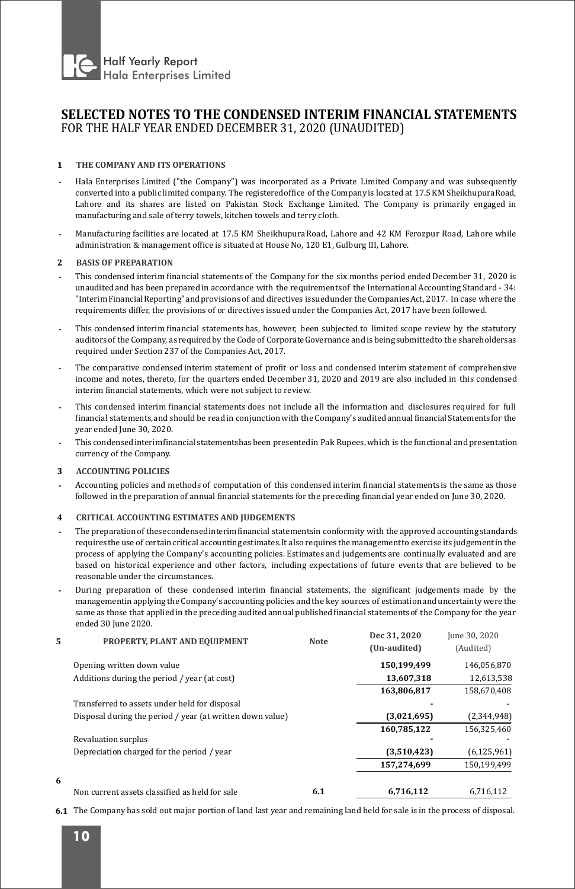# SELECTED NOTES TO THE CONDENSED INTERIM FINANCIAL STATEMENTS
FOR THE HALF YEAR ENDED DECEMBER 31, 2020 (UNAUDITED)

**1 THE COMPANY AND ITS OPERATIONS**

- Hala Enterprises Limited ("the Company") was incorporated as a Private Limited Company and was subsequently converted into a public limited company. The registered office of the Company is located at 17.5 KM Sheikhupura Road, Lahore and its shares are listed on Pakistan Stock Exchange Limited. The Company is primarily engaged in manufacturing and sale of terry towels, kitchen towels and terry cloth.

- Manufacturing facilities are located at 17.5 KM Sheikhupura Road, Lahore and 42 KM Ferozpur Road, Lahore while administration & management office is situated at House No, 120 E1, Gulburg III, Lahore.

**2 BASIS OF PREPARATION**

- This condensed interim financial statements of the Company for the six months period ended December 31, 2020 is unaudited and has been prepared in accordance with the requirements of the International Accounting Standard - 34: "Interim Financial Reporting" and provisions of and directives issued under the Companies Act, 2017. In case where the requirements differ, the provisions of or directives issued under the Companies Act, 2017 have been followed.

- This condensed interim financial statements has, however, been subjected to limited scope review by the statutory auditors of the Company, as required by the Code of Corporate Governance and is being submitted to the shareholders as required under Section 237 of the Companies Act, 2017.

- The comparative condensed interim statement of profit or loss and condensed interim statement of comprehensive income and notes, thereto, for the quarters ended December 31, 2020 and 2019 are also included in this condensed interim financial statements, which were not subject to review.

- This condensed interim financial statements does not include all the information and disclosures required for full financial statements, and should be read in conjunction with the Company's audited annual financial Statements for the year ended June 30, 2020.

- This condensed interim financial statements has been presented in Pak Rupees, which is the functional and presentation currency of the Company.

**3 ACCOUNTING POLICIES**

- Accounting policies and methods of computation of this condensed interim financial statements is the same as those followed in the preparation of annual financial statements for the preceding financial year ended on June 30, 2020.

**4 CRITICAL ACCOUNTING ESTIMATES AND JUDGEMENTS**

- The preparation of these condensed interim financial statements in conformity with the approved accounting standards requires the use of certain critical accounting estimates. It also requires the management to exercise its judgement in the process of applying the Company's accounting policies. Estimates and judgements are continually evaluated and are based on historical experience and other factors, including expectations of future events that are believed to be reasonable under the circumstances.

- During preparation of these condensed interim financial statements, the significant judgements made by the management in applying the Company's accounting policies and the key sources of estimation and uncertainty were the same as those that applied in the preceding audited annual published financial statements of the Company for the year ended 30 June 2020.

| | | Note | Dec 31, 2020 (Un-audited) | June 30, 2020 (Audited) |
|---|---|---|---|---|
| **5** | **PROPERTY, PLANT AND EQUIPMENT** | | | |
| | Opening written down value | | **150,199,499** | 146,056,870 |
| | Additions during the period / year (at cost) | | **13,607,318** | 12,613,538 |
| | | | **163,806,817** | 158,670,408 |
| | Transferred to assets under held for disposal | | **-** | - |
| | Disposal during the period / year (at written down value) | | **(3,021,695)** | (2,344,948) |
| | | | **160,785,122** | 156,325,460 |
| | Revaluation surplus | | **-** | - |
| | Depreciation charged for the period / year | | **(3,510,423)** | (6,125,961) |
| | | | **157,274,699** | 150,199,499 |
| **6** | | | | |
| | Non current assets classified as held for sale | 6.1 | **6,716,112** | 6,716,112 |

**6.1** The Company has sold out major portion of land last year and remaining land held for sale is in the process of disposal.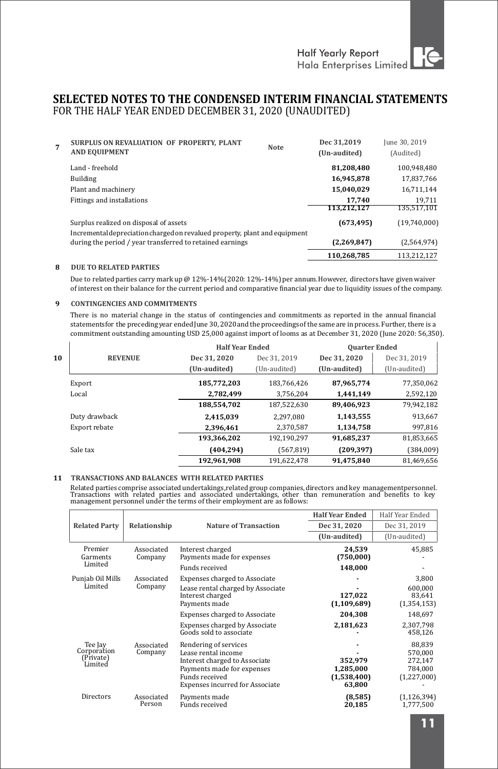# SELECTED NOTES TO THE CONDENSED INTERIM FINANCIAL STATEMENTS
FOR THE HALF YEAR ENDED DECEMBER 31, 2020 (UNAUDITED)

**7 SURPLUS ON REVALUATION OF PROPERTY, PLANT AND EQUIPMENT**

| | Note | Dec 31,2019 (Un-audited) | June 30, 2019 (Audited) |
|---|---|---|---|
| Land - freehold | | **81,208,480** | 100,948,480 |
| Building | | **16,945,878** | 17,837,766 |
| Plant and machinery | | **15,040,029** | 16,711,144 |
| Fittings and installations | | **17,740** | 19,711 |
| | | **113,212,127** | 135,517,101 |
| Surplus realized on disposal of assets | | **(673,495)** | (19,740,000) |
| Incremental depreciation charged on revalued property, plant and equipment during the period / year transferred to retained earnings | | **(2,269,847)** | (2,564,974) |
| | | **110,268,785** | 113,212,127 |

**8 DUE TO RELATED PARTIES**

Due to related parties carry mark up @ 12%-14%(2020: 12%-14%) per annum. However, directors have given waiver of interest on their balance for the current period and comparative financial year due to liquidity issues of the company.

**9 CONTINGENCIES AND COMMITMENTS**

There is no material change in the status of contingencies and commitments as reported in the annual financial statements for the preceding year ended June 30, 2020 and the proceedings of the same are in process. Further, there is a commitment outstanding amounting USD 25,000 against import of looms as at December 31, 2020 (June 2020: 56,350).

**10 REVENUE**

| | Half Year Ended | | Quarter Ended | |
|---|---|---|---|---|
| | **Dec 31, 2020 (Un-audited)** | Dec 31, 2019 (Un-audited) | **Dec 31, 2020 (Un-audited)** | Dec 31, 2019 (Un-audited) |
| Export | **185,772,203** | 183,766,426 | **87,965,774** | 77,350,062 |
| Local | **2,782,499** | 3,756,204 | **1,441,149** | 2,592,120 |
| | **188,554,702** | 187,522,630 | **89,406,923** | 79,942,182 |
| Duty drawback | **2,415,039** | 2,297,080 | **1,143,555** | 913,667 |
| Export rebate | **2,396,461** | 2,370,587 | **1,134,758** | 997,816 |
| | **193,366,202** | 192,190,297 | **91,685,237** | 81,853,665 |
| Sale tax | **(404,294)** | (567,819) | **(209,397)** | (384,009) |
| | **192,961,908** | 191,622,478 | **91,475,840** | 81,469,656 |

**11 TRANSACTIONS AND BALANCES WITH RELATED PARTIES**

Related parties comprise associated undertakings, related group companies, directors and key management personnel. Transactions with related parties and associated undertakings, other than remuneration and benefits to key management personnel under the terms of their employment are as follows:

| Related Party | Relationship | Nature of Transaction | Half Year Ended Dec 31, 2020 (Un-audited) | Half Year Ended Dec 31, 2019 (Un-audited) |
|---|---|---|---|---|
| Premier Garments Limited | Associated Company | Interest charged | **24,539** | 45,885 |
| | | Payments made for expenses | **(750,000)** | - |
| | | Funds received | **148,000** | - |
| Punjab Oil Mills Limited | Associated Company | Expenses charged to Associate | - | 3,800 |
| | | Lease rental charged by Associate | - | 600,000 |
| | | Interest charged | **127,022** | 83,641 |
| | | Payments made | **(1,109,689)** | (1,354,153) |
| | | Expenses charged to Associate | **204,308** | 148,697 |
| | | Expenses charged by Associate | **2,181,623** | 2,307,798 |
| | | Goods sold to associate | - | 458,126 |
| Tee Jay Corporation (Private) Limited | Associated Company | Rendering of services | - | 88,839 |
| | | Lease rental income | - | 570,000 |
| | | Interest charged to Associate | **352,979** | 272,147 |
| | | Payments made for expenses | **1,285,000** | 784,000 |
| | | Funds received | **(1,538,400)** | (1,227,000) |
| | | Expenses incurred for Associate | **63,800** | - |
| Directors | Associated Person | Payments made | **(8,585)** | (1,126,394) |
| | | Funds received | **20,185** | 1,777,500 |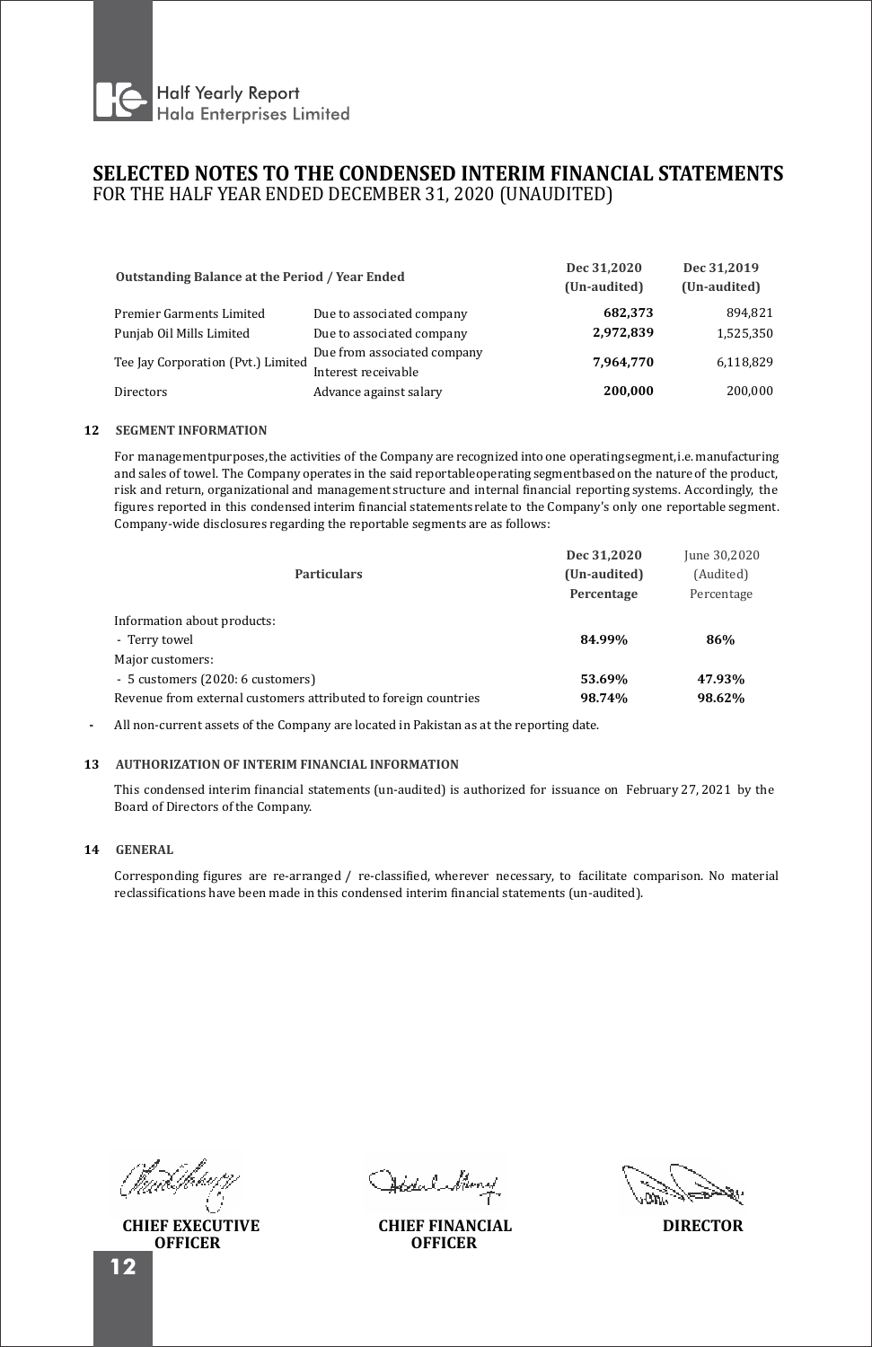# SELECTED NOTES TO THE CONDENSED INTERIM FINANCIAL STATEMENTS
FOR THE HALF YEAR ENDED DECEMBER 31, 2020 (UNAUDITED)

| **Outstanding Balance at the Period / Year Ended** | | **Dec 31,2020 (Un-audited)** | **Dec 31,2019 (Un-audited)** |
|---|---|---|---|
| Premier Garments Limited | Due to associated company | **682,373** | 894,821 |
| Punjab Oil Mills Limited | Due to associated company | **2,972,839** | 1,525,350 |
| Tee Jay Corporation (Pvt.) Limited | Due from associated company<br>Interest receivable | **7,964,770** | 6,118,829 |
| Directors | Advance against salary | **200,000** | 200,000 |

**12 SEGMENT INFORMATION**

For management purposes, the activities of the Company are recognized into one operating segment, i.e. manufacturing and sales of towel. The Company operates in the said reportable operating segment based on the nature of the product, risk and return, organizational and management structure and internal financial reporting systems. Accordingly, the figures reported in this condensed interim financial statements relate to the Company's only one reportable segment. Company-wide disclosures regarding the reportable segments are as follows:

| **Particulars** | **Dec 31,2020 (Un-audited) Percentage** | June 30,2020 (Audited) Percentage |
|---|---|---|
| Information about products: | | |
| - Terry towel | **84.99%** | **86%** |
| Major customers: | | |
| - 5 customers (2020: 6 customers) | **53.69%** | **47.93%** |
| Revenue from external customers attributed to foreign countries | **98.74%** | **98.62%** |

- All non-current assets of the Company are located in Pakistan as at the reporting date.

**13 AUTHORIZATION OF INTERIM FINANCIAL INFORMATION**

This condensed interim financial statements (un-audited) is authorized for issuance on February 27, 2021 by the Board of Directors of the Company.

**14 GENERAL**

Corresponding figures are re-arranged / re-classified, wherever necessary, to facilitate comparison. No material reclassifications have been made in this condensed interim financial statements (un-audited).

**CHIEF EXECUTIVE OFFICER** | **CHIEF FINANCIAL OFFICER** | **DIRECTOR**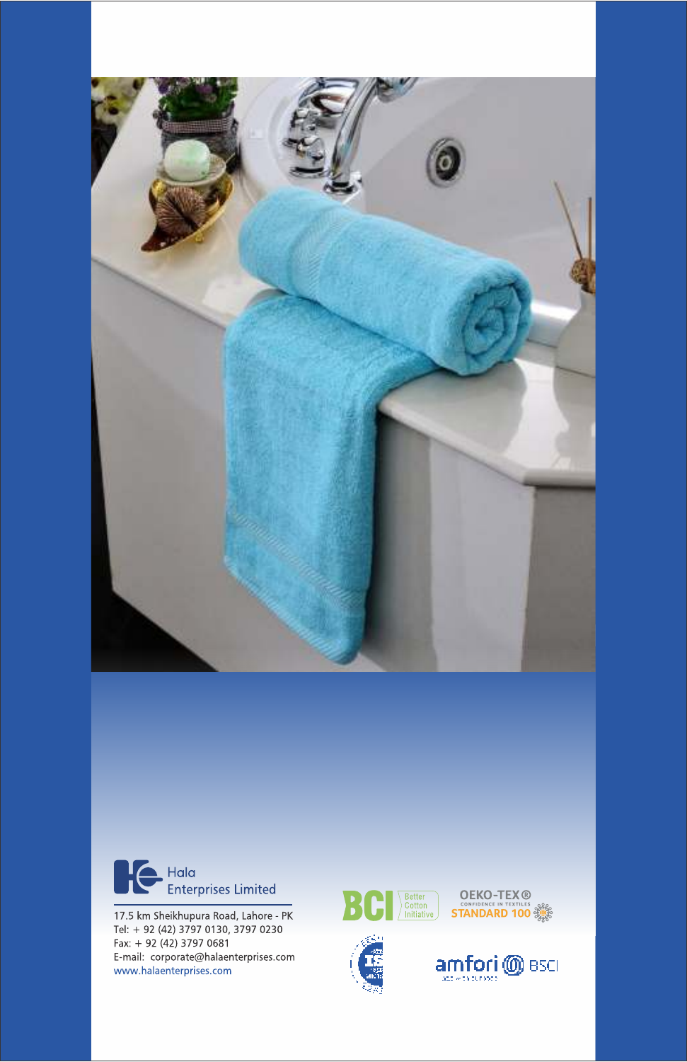Hala
Enterprises Limited

17.5 km Sheikhupura Road, Lahore - PK
Tel: + 92 (42) 3797 0130, 3797 0230
Fax: + 92 (42) 3797 0681
E-mail: corporate@halaenterprises.com
www.halaenterprises.com

BCI Better Cotton Initiative

OEKO-TEX® CONFIDENCE IN TEXTILES STANDARD 100

amfori BSCI